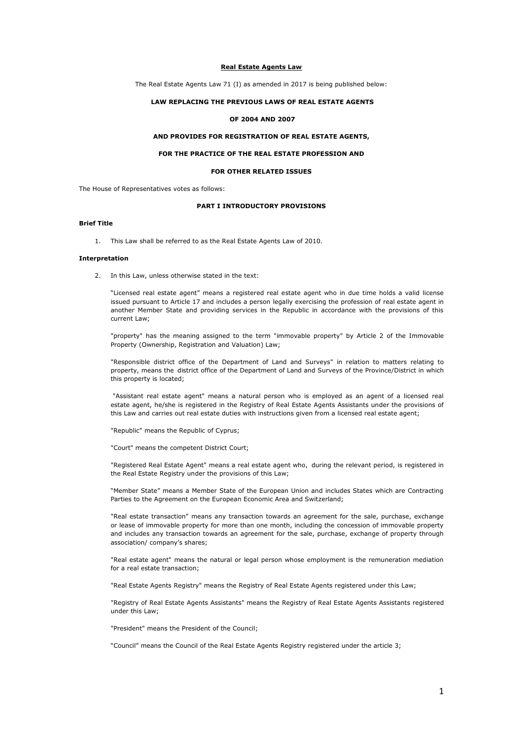# Real Estate Agents Law

The Real Estate Agents Law 71 (I) as amended in 2017 is being published below:

**LAW REPLACING THE PREVIOUS LAWS OF REAL ESTATE AGENTS**

**OF 2004 AND 2007**

**AND PROVIDES FOR REGISTRATION OF REAL ESTATE AGENTS,**

**FOR THE PRACTICE OF THE REAL ESTATE PROFESSION AND**

**FOR OTHER RELATED ISSUES**

The House of Representatives votes as follows:

## PART I INTRODUCTORY PROVISIONS

### Brief Title

1. This Law shall be referred to as the Real Estate Agents Law of 2010.

### Interpretation

2. In this Law, unless otherwise stated in the text:

   "Licensed real estate agent" means a registered real estate agent who in due time holds a valid license issued pursuant to Article 17 and includes a person legally exercising the profession of real estate agent in another Member State and providing services in the Republic in accordance with the provisions of this current Law;

   "property" has the meaning assigned to the term "immovable property" by Article 2 of the Immovable Property (Ownership, Registration and Valuation) Law;

   "Responsible district office of the Department of Land and Surveys" in relation to matters relating to property, means the district office of the Department of Land and Surveys of the Province/District in which this property is located;

   "Assistant real estate agent" means a natural person who is employed as an agent of a licensed real estate agent, he/she is registered in the Registry of Real Estate Agents Assistants under the provisions of this Law and carries out real estate duties with instructions given from a licensed real estate agent;

   "Republic" means the Republic of Cyprus;

   "Court" means the competent District Court;

   "Registered Real Estate Agent" means a real estate agent who, during the relevant period, is registered in the Real Estate Registry under the provisions of this Law;

   "Member State" means a Member State of the European Union and includes States which are Contracting Parties to the Agreement on the European Economic Area and Switzerland;

   "Real estate transaction" means any transaction towards an agreement for the sale, purchase, exchange or lease of immovable property for more than one month, including the concession of immovable property and includes any transaction towards an agreement for the sale, purchase, exchange of property through association/ company's shares;

   "Real estate agent" means the natural or legal person whose employment is the remuneration mediation for a real estate transaction;

   "Real Estate Agents Registry" means the Registry of Real Estate Agents registered under this Law;

   "Registry of Real Estate Agents Assistants" means the Registry of Real Estate Agents Assistants registered under this Law;

   "President" means the President of the Council;

   "Council" means the Council of the Real Estate Agents Registry registered under the article 3;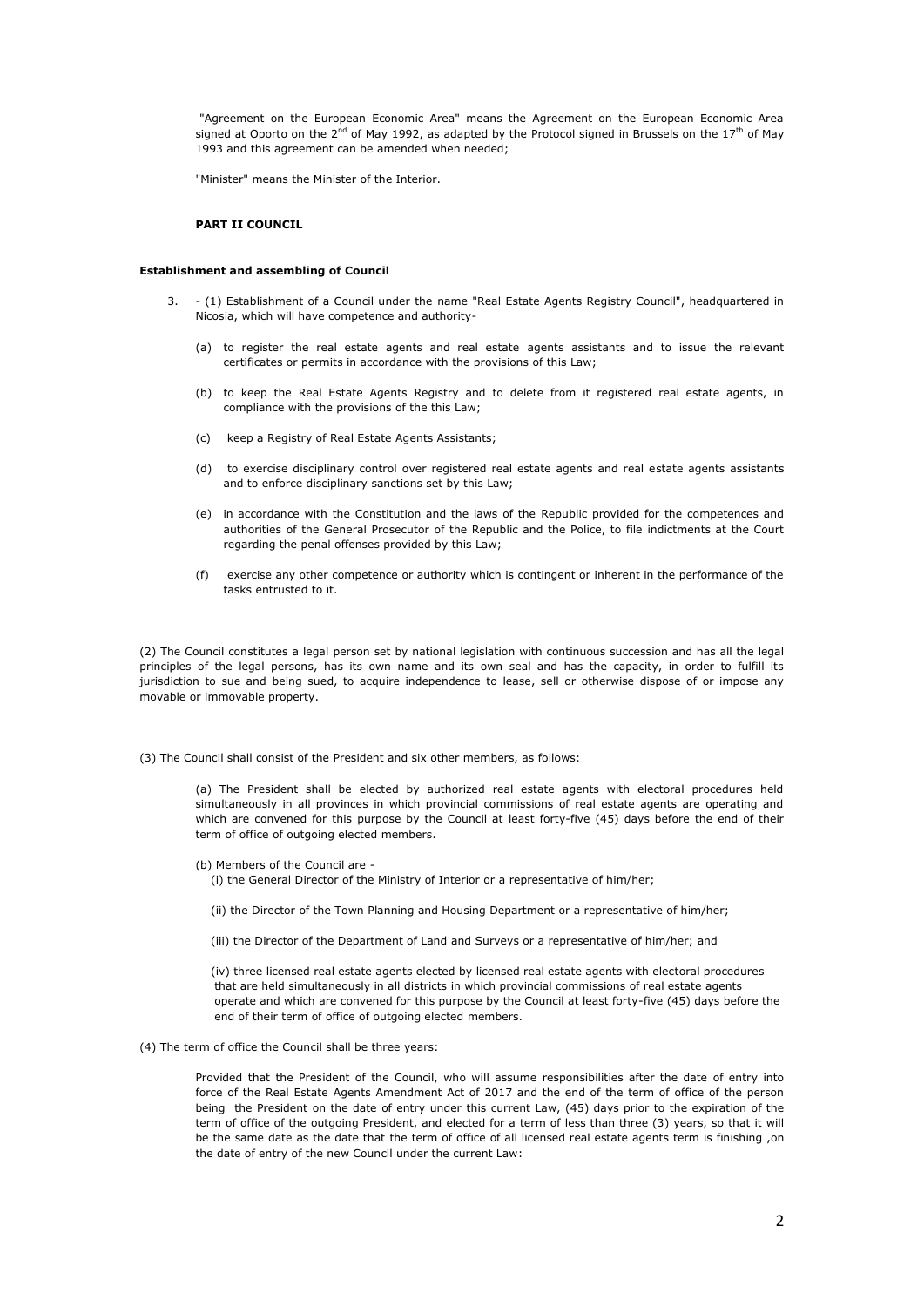"Agreement on the European Economic Area" means the Agreement on the European Economic Area signed at Oporto on the 2nd of May 1992, as adapted by the Protocol signed in Brussels on the 17th of May 1993 and this agreement can be amended when needed;

"Minister" means the Minister of the Interior.

**PART II COUNCIL**

**Establishment and assembling of Council**

3. - (1) Establishment of a Council under the name "Real Estate Agents Registry Council", headquartered in Nicosia, which will have competence and authority-

   (a) to register the real estate agents and real estate agents assistants and to issue the relevant certificates or permits in accordance with the provisions of this Law;

   (b) to keep the Real Estate Agents Registry and to delete from it registered real estate agents, in compliance with the provisions of the this Law;

   (c) keep a Registry of Real Estate Agents Assistants;

   (d) to exercise disciplinary control over registered real estate agents and real estate agents assistants and to enforce disciplinary sanctions set by this Law;

   (e) in accordance with the Constitution and the laws of the Republic provided for the competences and authorities of the General Prosecutor of the Republic and the Police, to file indictments at the Court regarding the penal offenses provided by this Law;

   (f) exercise any other competence or authority which is contingent or inherent in the performance of the tasks entrusted to it.

(2) The Council constitutes a legal person set by national legislation with continuous succession and has all the legal principles of the legal persons, has its own name and its own seal and has the capacity, in order to fulfill its jurisdiction to sue and being sued, to acquire independence to lease, sell or otherwise dispose of or impose any movable or immovable property.

(3) The Council shall consist of the President and six other members, as follows:

(a) The President shall be elected by authorized real estate agents with electoral procedures held simultaneously in all provinces in which provincial commissions of real estate agents are operating and which are convened for this purpose by the Council at least forty-five (45) days before the end of their term of office of outgoing elected members.

(b) Members of the Council are -

(i) the General Director of the Ministry of Interior or a representative of him/her;

(ii) the Director of the Town Planning and Housing Department or a representative of him/her;

(iii) the Director of the Department of Land and Surveys or a representative of him/her; and

(iv) three licensed real estate agents elected by licensed real estate agents with electoral procedures that are held simultaneously in all districts in which provincial commissions of real estate agents operate and which are convened for this purpose by the Council at least forty-five (45) days before the end of their term of office of outgoing elected members.

(4) The term of office the Council shall be three years:

Provided that the President of the Council, who will assume responsibilities after the date of entry into force of the Real Estate Agents Amendment Act of 2017 and the end of the term of office of the person being the President on the date of entry under this current Law, (45) days prior to the expiration of the term of office of the outgoing President, and elected for a term of less than three (3) years, so that it will be the same date as the date that the term of office of all licensed real estate agents term is finishing ,on the date of entry of the new Council under the current Law: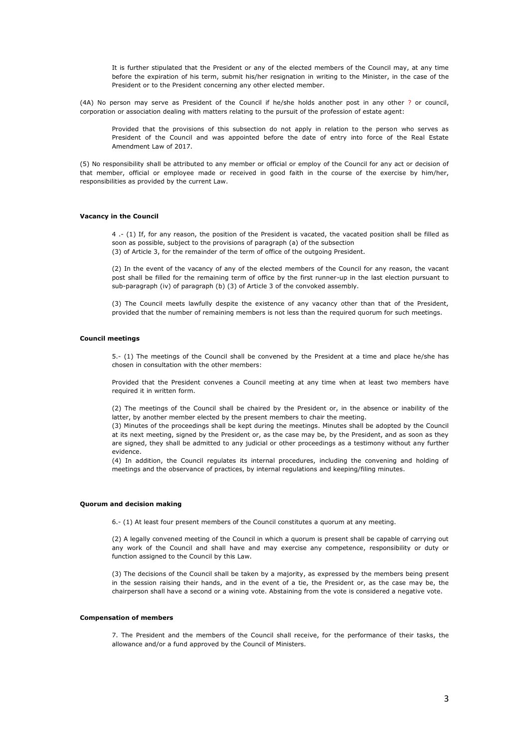It is further stipulated that the President or any of the elected members of the Council may, at any time before the expiration of his term, submit his/her resignation in writing to the Minister, in the case of the President or to the President concerning any other elected member.

(4A) No person may serve as President of the Council if he/she holds another post in any other ? or council, corporation or association dealing with matters relating to the pursuit of the profession of estate agent:

Provided that the provisions of this subsection do not apply in relation to the person who serves as President of the Council and was appointed before the date of entry into force of the Real Estate Amendment Law of 2017.

(5) No responsibility shall be attributed to any member or official or employ of the Council for any act or decision of that member, official or employee made or received in good faith in the course of the exercise by him/her, responsibilities as provided by the current Law.

**Vacancy in the Council**

4 .- (1) If, for any reason, the position of the President is vacated, the vacated position shall be filled as soon as possible, subject to the provisions of paragraph (a) of the subsection (3) of Article 3, for the remainder of the term of office of the outgoing President.

(2) In the event of the vacancy of any of the elected members of the Council for any reason, the vacant post shall be filled for the remaining term of office by the first runner-up in the last election pursuant to sub-paragraph (iv) of paragraph (b) (3) of Article 3 of the convoked assembly.

(3) The Council meets lawfully despite the existence of any vacancy other than that of the President, provided that the number of remaining members is not less than the required quorum for such meetings.

**Council meetings**

5.- (1) The meetings of the Council shall be convened by the President at a time and place he/she has chosen in consultation with the other members:

Provided that the President convenes a Council meeting at any time when at least two members have required it in written form.

(2) The meetings of the Council shall be chaired by the President or, in the absence or inability of the latter, by another member elected by the present members to chair the meeting.

(3) Minutes of the proceedings shall be kept during the meetings. Minutes shall be adopted by the Council at its next meeting, signed by the President or, as the case may be, by the President, and as soon as they are signed, they shall be admitted to any judicial or other proceedings as a testimony without any further evidence.

(4) In addition, the Council regulates its internal procedures, including the convening and holding of meetings and the observance of practices, by internal regulations and keeping/filing minutes.

**Quorum and decision making**

6.- (1) At least four present members of the Council constitutes a quorum at any meeting.

(2) A legally convened meeting of the Council in which a quorum is present shall be capable of carrying out any work of the Council and shall have and may exercise any competence, responsibility or duty or function assigned to the Council by this Law.

(3) The decisions of the Council shall be taken by a majority, as expressed by the members being present in the session raising their hands, and in the event of a tie, the President or, as the case may be, the chairperson shall have a second or a wining vote. Abstaining from the vote is considered a negative vote.

**Compensation of members**

7. The President and the members of the Council shall receive, for the performance of their tasks, the allowance and/or a fund approved by the Council of Ministers.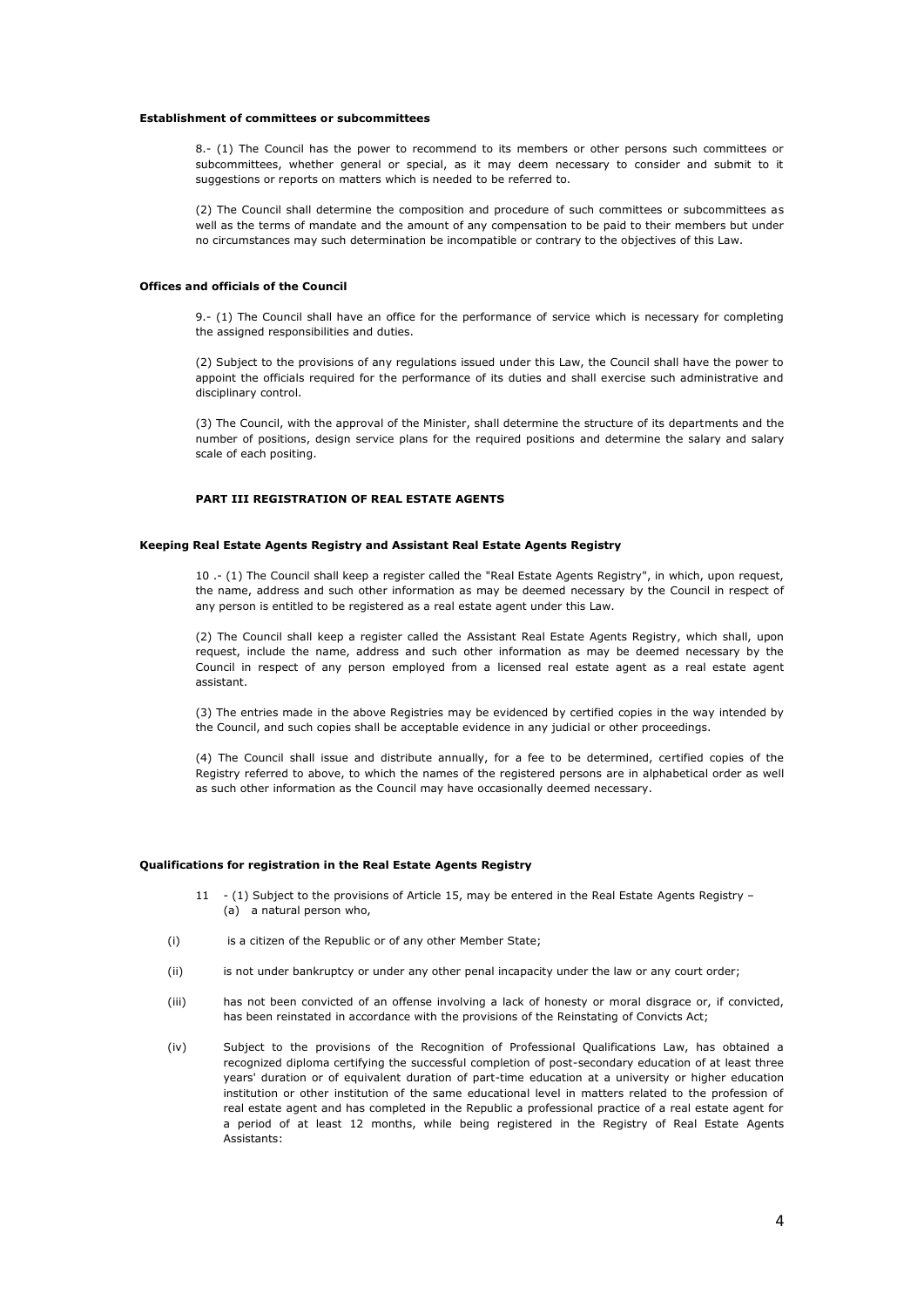**Establishment of committees or subcommittees**

8.- (1) The Council has the power to recommend to its members or other persons such committees or subcommittees, whether general or special, as it may deem necessary to consider and submit to it suggestions or reports on matters which is needed to be referred to.

(2) The Council shall determine the composition and procedure of such committees or subcommittees as well as the terms of mandate and the amount of any compensation to be paid to their members but under no circumstances may such determination be incompatible or contrary to the objectives of this Law.

**Offices and officials of the Council**

9.- (1) The Council shall have an office for the performance of service which is necessary for completing the assigned responsibilities and duties.

(2) Subject to the provisions of any regulations issued under this Law, the Council shall have the power to appoint the officials required for the performance of its duties and shall exercise such administrative and disciplinary control.

(3) The Council, with the approval of the Minister, shall determine the structure of its departments and the number of positions, design service plans for the required positions and determine the salary and salary scale of each positing.

**PART III REGISTRATION OF REAL ESTATE AGENTS**

**Keeping Real Estate Agents Registry and Assistant Real Estate Agents Registry**

10 .- (1) The Council shall keep a register called the "Real Estate Agents Registry", in which, upon request, the name, address and such other information as may be deemed necessary by the Council in respect of any person is entitled to be registered as a real estate agent under this Law.

(2) The Council shall keep a register called the Assistant Real Estate Agents Registry, which shall, upon request, include the name, address and such other information as may be deemed necessary by the Council in respect of any person employed from a licensed real estate agent as a real estate agent assistant.

(3) The entries made in the above Registries may be evidenced by certified copies in the way intended by the Council, and such copies shall be acceptable evidence in any judicial or other proceedings.

(4) The Council shall issue and distribute annually, for a fee to be determined, certified copies of the Registry referred to above, to which the names of the registered persons are in alphabetical order as well as such other information as the Council may have occasionally deemed necessary.

**Qualifications for registration in the Real Estate Agents Registry**

11 - (1) Subject to the provisions of Article 15, may be entered in the Real Estate Agents Registry –

(a) a natural person who,

(i) is a citizen of the Republic or of any other Member State;

(ii) is not under bankruptcy or under any other penal incapacity under the law or any court order;

(iii) has not been convicted of an offense involving a lack of honesty or moral disgrace or, if convicted, has been reinstated in accordance with the provisions of the Reinstating of Convicts Act;

(iv) Subject to the provisions of the Recognition of Professional Qualifications Law, has obtained a recognized diploma certifying the successful completion of post-secondary education of at least three years' duration or of equivalent duration of part-time education at a university or higher education institution or other institution of the same educational level in matters related to the profession of real estate agent and has completed in the Republic a professional practice of a real estate agent for a period of at least 12 months, while being registered in the Registry of Real Estate Agents Assistants: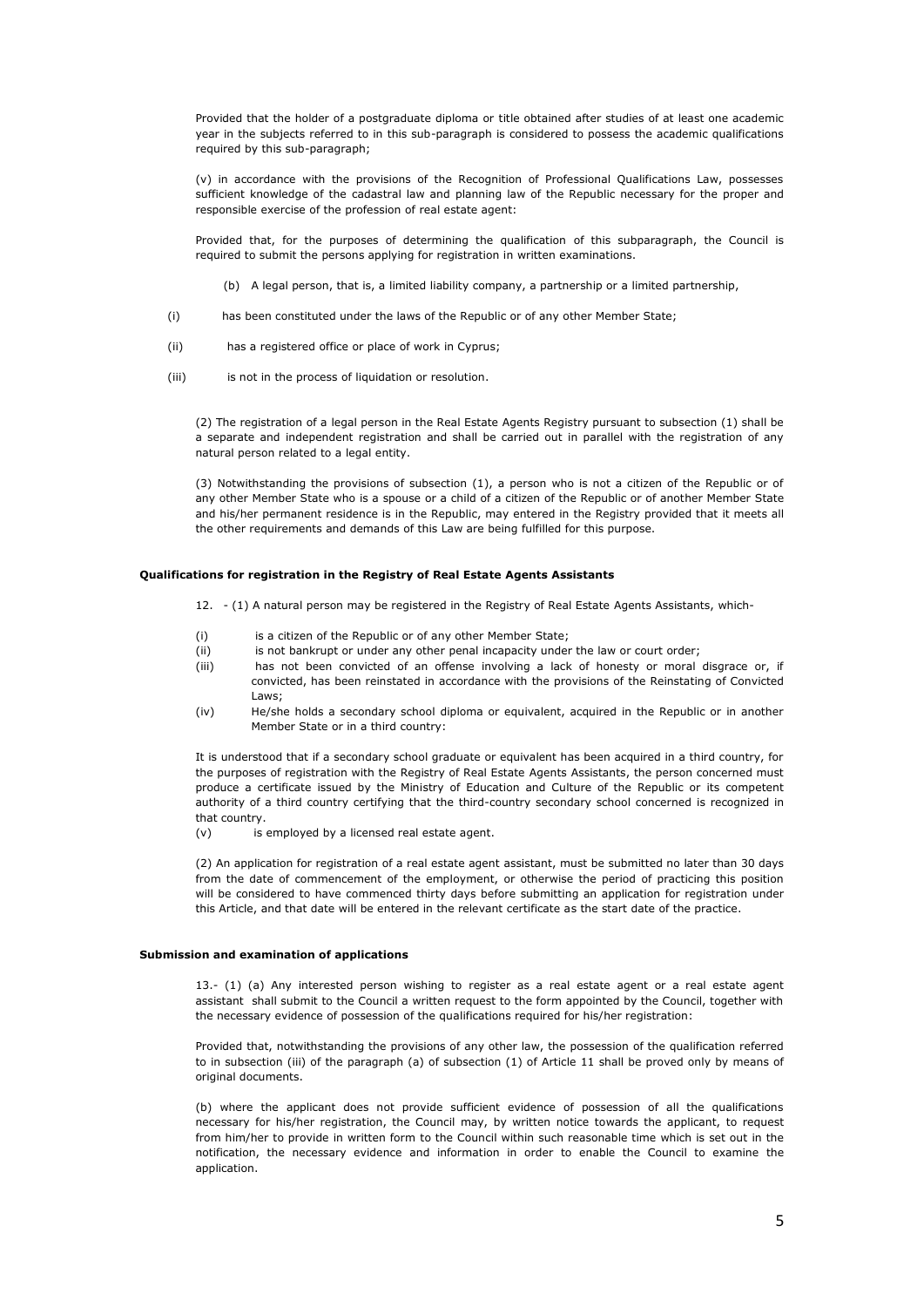Provided that the holder of a postgraduate diploma or title obtained after studies of at least one academic year in the subjects referred to in this sub-paragraph is considered to possess the academic qualifications required by this sub-paragraph;

(v) in accordance with the provisions of the Recognition of Professional Qualifications Law, possesses sufficient knowledge of the cadastral law and planning law of the Republic necessary for the proper and responsible exercise of the profession of real estate agent:

Provided that, for the purposes of determining the qualification of this subparagraph, the Council is required to submit the persons applying for registration in written examinations.

(b) A legal person, that is, a limited liability company, a partnership or a limited partnership,

(i) has been constituted under the laws of the Republic or of any other Member State;

(ii) has a registered office or place of work in Cyprus;

(iii) is not in the process of liquidation or resolution.

(2) The registration of a legal person in the Real Estate Agents Registry pursuant to subsection (1) shall be a separate and independent registration and shall be carried out in parallel with the registration of any natural person related to a legal entity.

(3) Notwithstanding the provisions of subsection (1), a person who is not a citizen of the Republic or of any other Member State who is a spouse or a child of a citizen of the Republic or of another Member State and his/her permanent residence is in the Republic, may entered in the Registry provided that it meets all the other requirements and demands of this Law are being fulfilled for this purpose.

#### Qualifications for registration in the Registry of Real Estate Agents Assistants

12. - (1) A natural person may be registered in the Registry of Real Estate Agents Assistants, which-

(i) is a citizen of the Republic or of any other Member State;
(ii) is not bankrupt or under any other penal incapacity under the law or court order;
(iii) has not been convicted of an offense involving a lack of honesty or moral disgrace or, if convicted, has been reinstated in accordance with the provisions of the Reinstating of Convicted Laws;
(iv) He/she holds a secondary school diploma or equivalent, acquired in the Republic or in another Member State or in a third country:

It is understood that if a secondary school graduate or equivalent has been acquired in a third country, for the purposes of registration with the Registry of Real Estate Agents Assistants, the person concerned must produce a certificate issued by the Ministry of Education and Culture of the Republic or its competent authority of a third country certifying that the third-country secondary school concerned is recognized in that country.
(v) is employed by a licensed real estate agent.

(2) An application for registration of a real estate agent assistant, must be submitted no later than 30 days from the date of commencement of the employment, or otherwise the period of practicing this position will be considered to have commenced thirty days before submitting an application for registration under this Article, and that date will be entered in the relevant certificate as the start date of the practice.

#### Submission and examination of applications

13.- (1) (a) Any interested person wishing to register as a real estate agent or a real estate agent assistant shall submit to the Council a written request to the form appointed by the Council, together with the necessary evidence of possession of the qualifications required for his/her registration:

Provided that, notwithstanding the provisions of any other law, the possession of the qualification referred to in subsection (iii) of the paragraph (a) of subsection (1) of Article 11 shall be proved only by means of original documents.

(b) where the applicant does not provide sufficient evidence of possession of all the qualifications necessary for his/her registration, the Council may, by written notice towards the applicant, to request from him/her to provide in written form to the Council within such reasonable time which is set out in the notification, the necessary evidence and information in order to enable the Council to examine the application.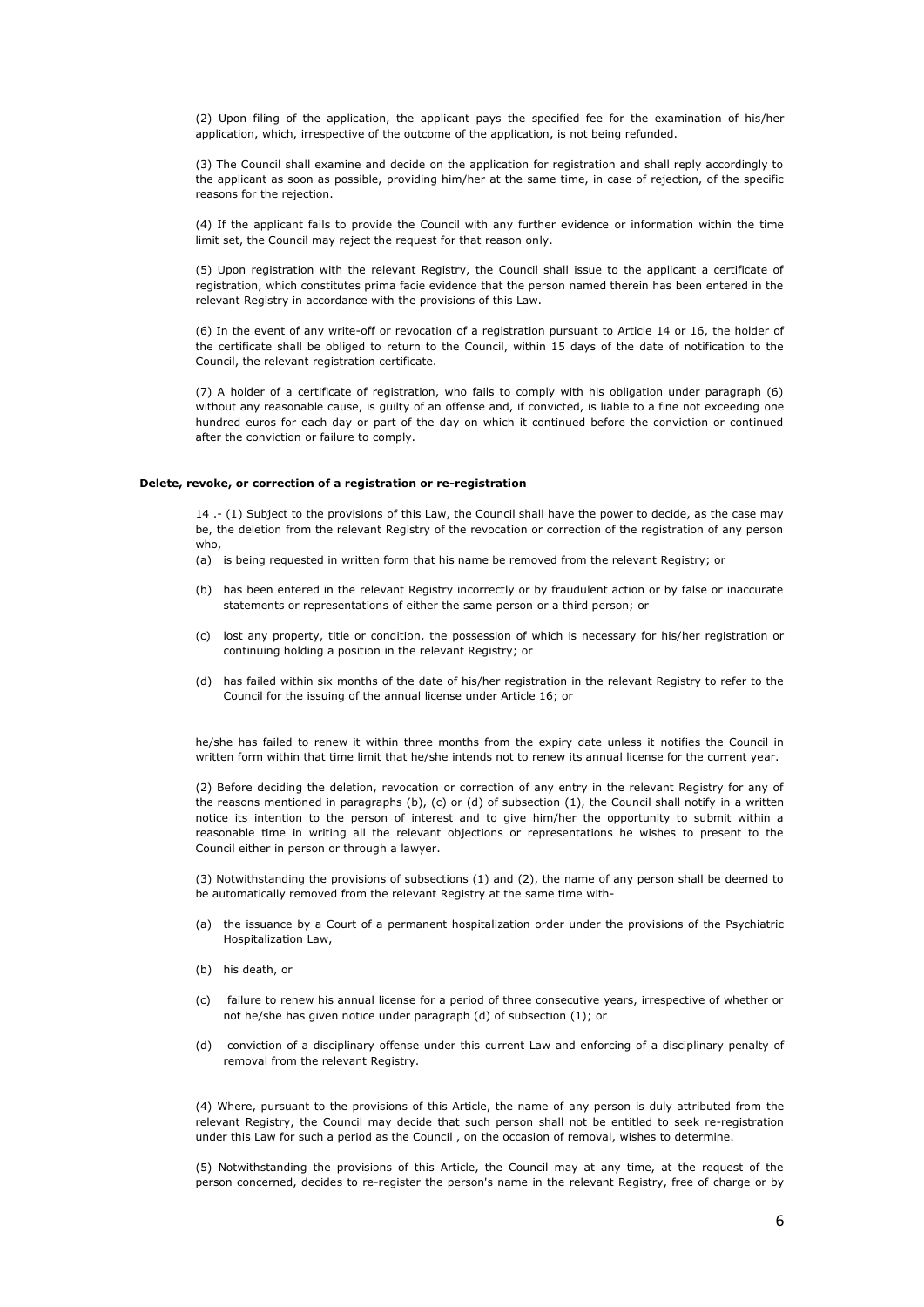(2) Upon filing of the application, the applicant pays the specified fee for the examination of his/her application, which, irrespective of the outcome of the application, is not being refunded.

(3) The Council shall examine and decide on the application for registration and shall reply accordingly to the applicant as soon as possible, providing him/her at the same time, in case of rejection, of the specific reasons for the rejection.

(4) If the applicant fails to provide the Council with any further evidence or information within the time limit set, the Council may reject the request for that reason only.

(5) Upon registration with the relevant Registry, the Council shall issue to the applicant a certificate of registration, which constitutes prima facie evidence that the person named therein has been entered in the relevant Registry in accordance with the provisions of this Law.

(6) In the event of any write-off or revocation of a registration pursuant to Article 14 or 16, the holder of the certificate shall be obliged to return to the Council, within 15 days of the date of notification to the Council, the relevant registration certificate.

(7) A holder of a certificate of registration, who fails to comply with his obligation under paragraph (6) without any reasonable cause, is guilty of an offense and, if convicted, is liable to a fine not exceeding one hundred euros for each day or part of the day on which it continued before the conviction or continued after the conviction or failure to comply.

**Delete, revoke, or correction of a registration or re-registration**

14 .- (1) Subject to the provisions of this Law, the Council shall have the power to decide, as the case may be, the deletion from the relevant Registry of the revocation or correction of the registration of any person who,

(a) is being requested in written form that his name be removed from the relevant Registry; or

(b) has been entered in the relevant Registry incorrectly or by fraudulent action or by false or inaccurate statements or representations of either the same person or a third person; or

(c) lost any property, title or condition, the possession of which is necessary for his/her registration or continuing holding a position in the relevant Registry; or

(d) has failed within six months of the date of his/her registration in the relevant Registry to refer to the Council for the issuing of the annual license under Article 16; or

he/she has failed to renew it within three months from the expiry date unless it notifies the Council in written form within that time limit that he/she intends not to renew its annual license for the current year.

(2) Before deciding the deletion, revocation or correction of any entry in the relevant Registry for any of the reasons mentioned in paragraphs (b), (c) or (d) of subsection (1), the Council shall notify in a written notice its intention to the person of interest and to give him/her the opportunity to submit within a reasonable time in writing all the relevant objections or representations he wishes to present to the Council either in person or through a lawyer.

(3) Notwithstanding the provisions of subsections (1) and (2), the name of any person shall be deemed to be automatically removed from the relevant Registry at the same time with-

(a) the issuance by a Court of a permanent hospitalization order under the provisions of the Psychiatric Hospitalization Law,

(b) his death, or

(c) failure to renew his annual license for a period of three consecutive years, irrespective of whether or not he/she has given notice under paragraph (d) of subsection (1); or

(d) conviction of a disciplinary offense under this current Law and enforcing of a disciplinary penalty of removal from the relevant Registry.

(4) Where, pursuant to the provisions of this Article, the name of any person is duly attributed from the relevant Registry, the Council may decide that such person shall not be entitled to seek re-registration under this Law for such a period as the Council , on the occasion of removal, wishes to determine.

(5) Notwithstanding the provisions of this Article, the Council may at any time, at the request of the person concerned, decides to re-register the person's name in the relevant Registry, free of charge or by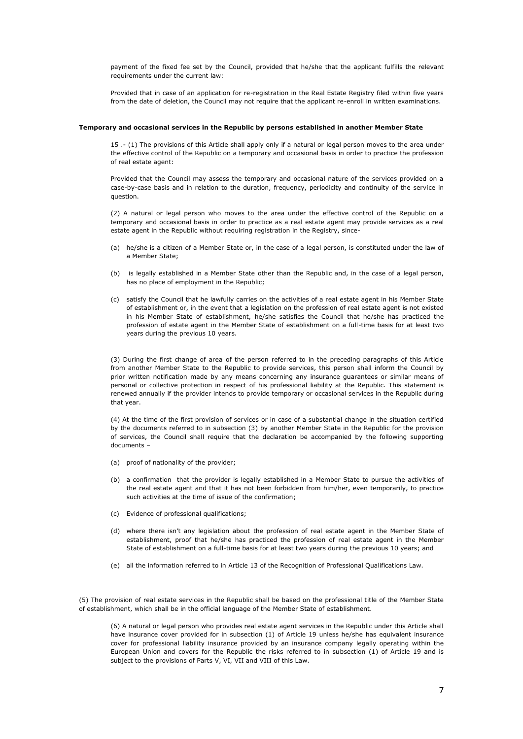payment of the fixed fee set by the Council, provided that he/she that the applicant fulfills the relevant requirements under the current law:

Provided that in case of an application for re-registration in the Real Estate Registry filed within five years from the date of deletion, the Council may not require that the applicant re-enroll in written examinations.

**Temporary and occasional services in the Republic by persons established in another Member State**

15 .- (1) The provisions of this Article shall apply only if a natural or legal person moves to the area under the effective control of the Republic on a temporary and occasional basis in order to practice the profession of real estate agent:

Provided that the Council may assess the temporary and occasional nature of the services provided on a case-by-case basis and in relation to the duration, frequency, periodicity and continuity of the service in question.

(2) A natural or legal person who moves to the area under the effective control of the Republic on a temporary and occasional basis in order to practice as a real estate agent may provide services as a real estate agent in the Republic without requiring registration in the Registry, since-

(a) he/she is a citizen of a Member State or, in the case of a legal person, is constituted under the law of a Member State;

(b) is legally established in a Member State other than the Republic and, in the case of a legal person, has no place of employment in the Republic;

(c) satisfy the Council that he lawfully carries on the activities of a real estate agent in his Member State of establishment or, in the event that a legislation on the profession of real estate agent is not existed in his Member State of establishment, he/she satisfies the Council that he/she has practiced the profession of estate agent in the Member State of establishment on a full-time basis for at least two years during the previous 10 years.

(3) During the first change of area of the person referred to in the preceding paragraphs of this Article from another Member State to the Republic to provide services, this person shall inform the Council by prior written notification made by any means concerning any insurance guarantees or similar means of personal or collective protection in respect of his professional liability at the Republic. This statement is renewed annually if the provider intends to provide temporary or occasional services in the Republic during that year.

(4) At the time of the first provision of services or in case of a substantial change in the situation certified by the documents referred to in subsection (3) by another Member State in the Republic for the provision of services, the Council shall require that the declaration be accompanied by the following supporting documents –

(a) proof of nationality of the provider;

(b) a confirmation that the provider is legally established in a Member State to pursue the activities of the real estate agent and that it has not been forbidden from him/her, even temporarily, to practice such activities at the time of issue of the confirmation;

(c) Evidence of professional qualifications;

(d) where there isn't any legislation about the profession of real estate agent in the Member State of establishment, proof that he/she has practiced the profession of real estate agent in the Member State of establishment on a full-time basis for at least two years during the previous 10 years; and

(e) all the information referred to in Article 13 of the Recognition of Professional Qualifications Law.

(5) The provision of real estate services in the Republic shall be based on the professional title of the Member State of establishment, which shall be in the official language of the Member State of establishment.

(6) A natural or legal person who provides real estate agent services in the Republic under this Article shall have insurance cover provided for in subsection (1) of Article 19 unless he/she has equivalent insurance cover for professional liability insurance provided by an insurance company legally operating within the European Union and covers for the Republic the risks referred to in subsection (1) of Article 19 and is subject to the provisions of Parts V, VI, VII and VIII of this Law.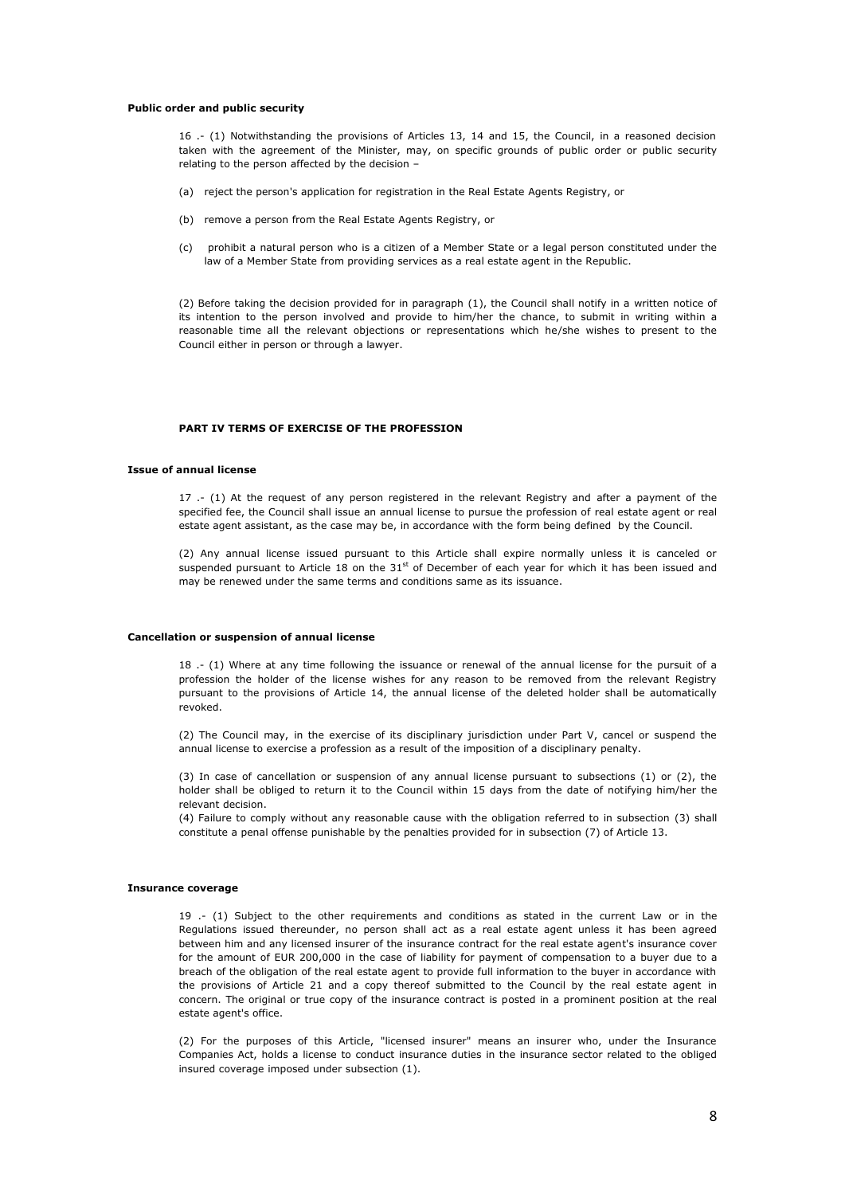**Public order and public security**

16 .- (1) Notwithstanding the provisions of Articles 13, 14 and 15, the Council, in a reasoned decision taken with the agreement of the Minister, may, on specific grounds of public order or public security relating to the person affected by the decision –

(a) reject the person's application for registration in the Real Estate Agents Registry, or

(b) remove a person from the Real Estate Agents Registry, or

(c) prohibit a natural person who is a citizen of a Member State or a legal person constituted under the law of a Member State from providing services as a real estate agent in the Republic.

(2) Before taking the decision provided for in paragraph (1), the Council shall notify in a written notice of its intention to the person involved and provide to him/her the chance, to submit in writing within a reasonable time all the relevant objections or representations which he/she wishes to present to the Council either in person or through a lawyer.

## PART IV TERMS OF EXERCISE OF THE PROFESSION

**Issue of annual license**

17 .- (1) At the request of any person registered in the relevant Registry and after a payment of the specified fee, the Council shall issue an annual license to pursue the profession of real estate agent or real estate agent assistant, as the case may be, in accordance with the form being defined by the Council.

(2) Any annual license issued pursuant to this Article shall expire normally unless it is canceled or suspended pursuant to Article 18 on the 31st of December of each year for which it has been issued and may be renewed under the same terms and conditions same as its issuance.

**Cancellation or suspension of annual license**

18 .- (1) Where at any time following the issuance or renewal of the annual license for the pursuit of a profession the holder of the license wishes for any reason to be removed from the relevant Registry pursuant to the provisions of Article 14, the annual license of the deleted holder shall be automatically revoked.

(2) The Council may, in the exercise of its disciplinary jurisdiction under Part V, cancel or suspend the annual license to exercise a profession as a result of the imposition of a disciplinary penalty.

(3) In case of cancellation or suspension of any annual license pursuant to subsections (1) or (2), the holder shall be obliged to return it to the Council within 15 days from the date of notifying him/her the relevant decision.

(4) Failure to comply without any reasonable cause with the obligation referred to in subsection (3) shall constitute a penal offense punishable by the penalties provided for in subsection (7) of Article 13.

**Insurance coverage**

19 .- (1) Subject to the other requirements and conditions as stated in the current Law or in the Regulations issued thereunder, no person shall act as a real estate agent unless it has been agreed between him and any licensed insurer of the insurance contract for the real estate agent's insurance cover for the amount of EUR 200,000 in the case of liability for payment of compensation to a buyer due to a breach of the obligation of the real estate agent to provide full information to the buyer in accordance with the provisions of Article 21 and a copy thereof submitted to the Council by the real estate agent in concern. The original or true copy of the insurance contract is posted in a prominent position at the real estate agent's office.

(2) For the purposes of this Article, "licensed insurer" means an insurer who, under the Insurance Companies Act, holds a license to conduct insurance duties in the insurance sector related to the obliged insured coverage imposed under subsection (1).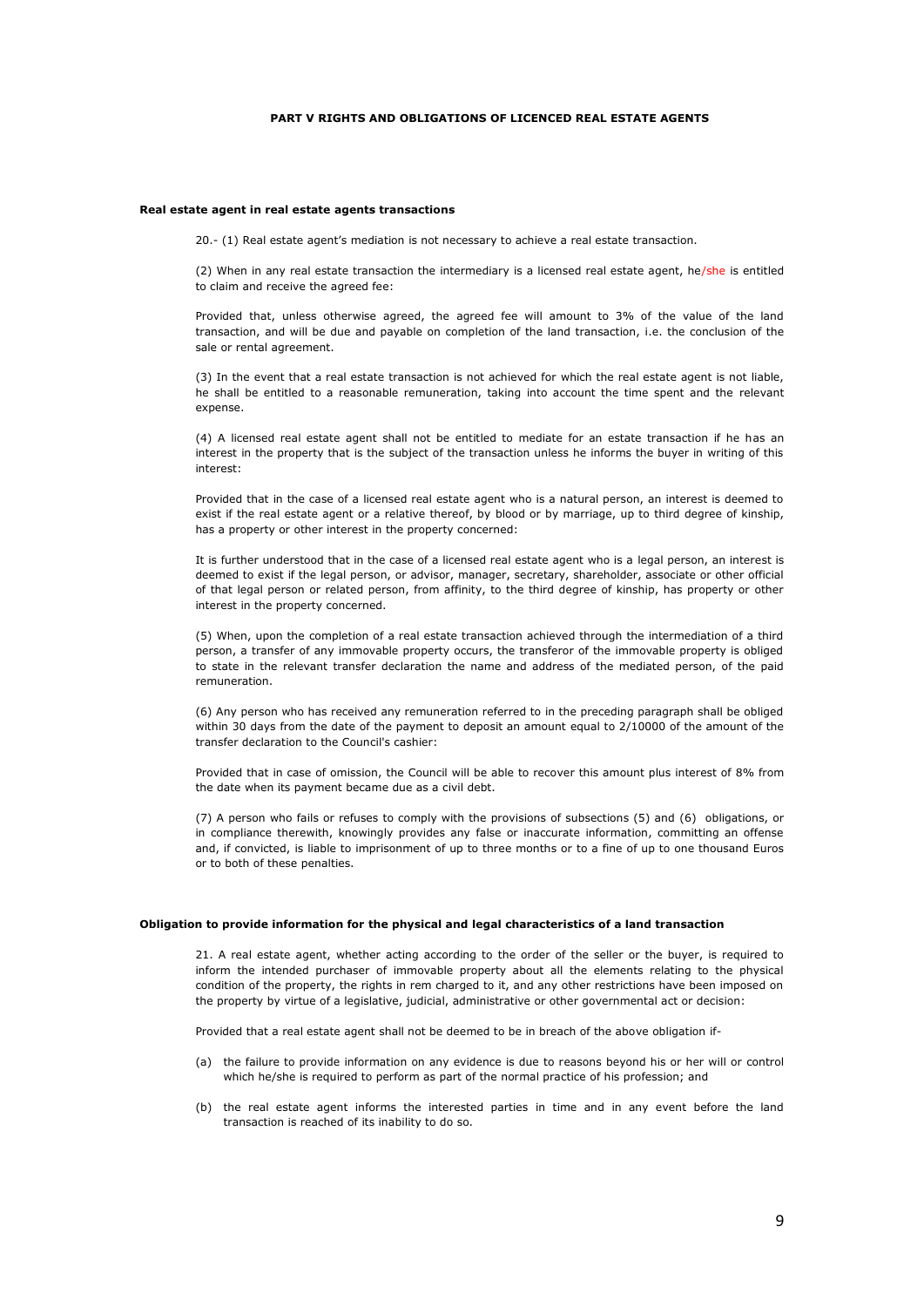## PART V RIGHTS AND OBLIGATIONS OF LICENCED REAL ESTATE AGENTS

### Real estate agent in real estate agents transactions

20.- (1) Real estate agent's mediation is not necessary to achieve a real estate transaction.

(2) When in any real estate transaction the intermediary is a licensed real estate agent, he/she is entitled to claim and receive the agreed fee:

Provided that, unless otherwise agreed, the agreed fee will amount to 3% of the value of the land transaction, and will be due and payable on completion of the land transaction, i.e. the conclusion of the sale or rental agreement.

(3) In the event that a real estate transaction is not achieved for which the real estate agent is not liable, he shall be entitled to a reasonable remuneration, taking into account the time spent and the relevant expense.

(4) A licensed real estate agent shall not be entitled to mediate for an estate transaction if he has an interest in the property that is the subject of the transaction unless he informs the buyer in writing of this interest:

Provided that in the case of a licensed real estate agent who is a natural person, an interest is deemed to exist if the real estate agent or a relative thereof, by blood or by marriage, up to third degree of kinship, has a property or other interest in the property concerned:

It is further understood that in the case of a licensed real estate agent who is a legal person, an interest is deemed to exist if the legal person, or advisor, manager, secretary, shareholder, associate or other official of that legal person or related person, from affinity, to the third degree of kinship, has property or other interest in the property concerned.

(5) When, upon the completion of a real estate transaction achieved through the intermediation of a third person, a transfer of any immovable property occurs, the transferor of the immovable property is obliged to state in the relevant transfer declaration the name and address of the mediated person, of the paid remuneration.

(6) Any person who has received any remuneration referred to in the preceding paragraph shall be obliged within 30 days from the date of the payment to deposit an amount equal to 2/10000 of the amount of the transfer declaration to the Council's cashier:

Provided that in case of omission, the Council will be able to recover this amount plus interest of 8% from the date when its payment became due as a civil debt.

(7) A person who fails or refuses to comply with the provisions of subsections (5) and (6) obligations, or in compliance therewith, knowingly provides any false or inaccurate information, committing an offense and, if convicted, is liable to imprisonment of up to three months or to a fine of up to one thousand Euros or to both of these penalties.

### Obligation to provide information for the physical and legal characteristics of a land transaction

21. A real estate agent, whether acting according to the order of the seller or the buyer, is required to inform the intended purchaser of immovable property about all the elements relating to the physical condition of the property, the rights in rem charged to it, and any other restrictions have been imposed on the property by virtue of a legislative, judicial, administrative or other governmental act or decision:

Provided that a real estate agent shall not be deemed to be in breach of the above obligation if-

(a) the failure to provide information on any evidence is due to reasons beyond his or her will or control which he/she is required to perform as part of the normal practice of his profession; and

(b) the real estate agent informs the interested parties in time and in any event before the land transaction is reached of its inability to do so.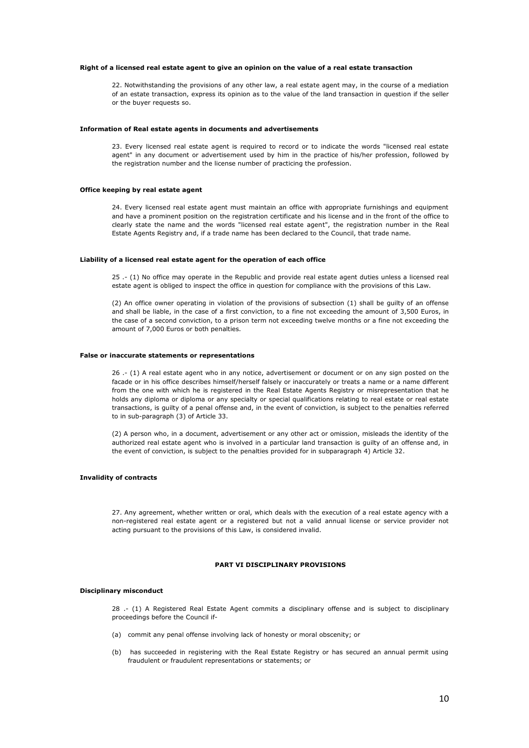#### Right of a licensed real estate agent to give an opinion on the value of a real estate transaction

22. Notwithstanding the provisions of any other law, a real estate agent may, in the course of a mediation of an estate transaction, express its opinion as to the value of the land transaction in question if the seller or the buyer requests so.

#### Information of Real estate agents in documents and advertisements

23. Every licensed real estate agent is required to record or to indicate the words "licensed real estate agent" in any document or advertisement used by him in the practice of his/her profession, followed by the registration number and the license number of practicing the profession.

#### Office keeping by real estate agent

24. Every licensed real estate agent must maintain an office with appropriate furnishings and equipment and have a prominent position on the registration certificate and his license and in the front of the office to clearly state the name and the words "licensed real estate agent", the registration number in the Real Estate Agents Registry and, if a trade name has been declared to the Council, that trade name.

#### Liability of a licensed real estate agent for the operation of each office

25 .- (1) No office may operate in the Republic and provide real estate agent duties unless a licensed real estate agent is obliged to inspect the office in question for compliance with the provisions of this Law.

(2) An office owner operating in violation of the provisions of subsection (1) shall be guilty of an offense and shall be liable, in the case of a first conviction, to a fine not exceeding the amount of 3,500 Euros, in the case of a second conviction, to a prison term not exceeding twelve months or a fine not exceeding the amount of 7,000 Euros or both penalties.

#### False or inaccurate statements or representations

26 .- (1) A real estate agent who in any notice, advertisement or document or on any sign posted on the facade or in his office describes himself/herself falsely or inaccurately or treats a name or a name different from the one with which he is registered in the Real Estate Agents Registry or misrepresentation that he holds any diploma or diploma or any specialty or special qualifications relating to real estate or real estate transactions, is guilty of a penal offense and, in the event of conviction, is subject to the penalties referred to in sub-paragraph (3) of Article 33.

(2) A person who, in a document, advertisement or any other act or omission, misleads the identity of the authorized real estate agent who is involved in a particular land transaction is guilty of an offense and, in the event of conviction, is subject to the penalties provided for in subparagraph 4) Article 32.

#### Invalidity of contracts

27. Any agreement, whether written or oral, which deals with the execution of a real estate agency with a non-registered real estate agent or a registered but not a valid annual license or service provider not acting pursuant to the provisions of this Law, is considered invalid.

## PART VI DISCIPLINARY PROVISIONS

#### Disciplinary misconduct

28 .- (1) A Registered Real Estate Agent commits a disciplinary offense and is subject to disciplinary proceedings before the Council if-

(a) commit any penal offense involving lack of honesty or moral obscenity; or

(b) has succeeded in registering with the Real Estate Registry or has secured an annual permit using fraudulent or fraudulent representations or statements; or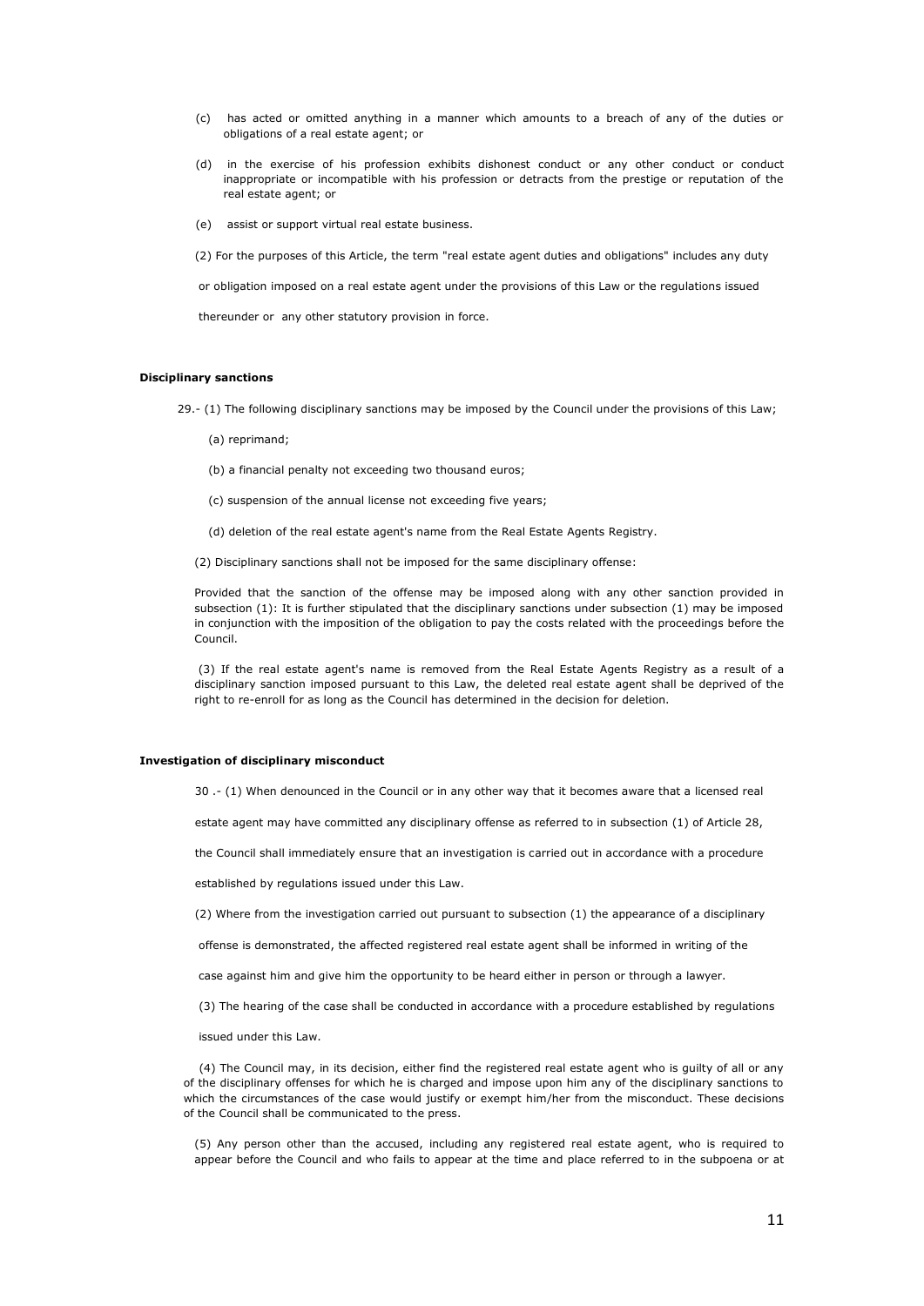(c) has acted or omitted anything in a manner which amounts to a breach of any of the duties or obligations of a real estate agent; or

(d) in the exercise of his profession exhibits dishonest conduct or any other conduct or conduct inappropriate or incompatible with his profession or detracts from the prestige or reputation of the real estate agent; or

(e) assist or support virtual real estate business.

(2) For the purposes of this Article, the term "real estate agent duties and obligations" includes any duty or obligation imposed on a real estate agent under the provisions of this Law or the regulations issued thereunder or any other statutory provision in force.

**Disciplinary sanctions**

29.- (1) The following disciplinary sanctions may be imposed by the Council under the provisions of this Law;

(a) reprimand;

(b) a financial penalty not exceeding two thousand euros;

(c) suspension of the annual license not exceeding five years;

(d) deletion of the real estate agent's name from the Real Estate Agents Registry.

(2) Disciplinary sanctions shall not be imposed for the same disciplinary offense:

Provided that the sanction of the offense may be imposed along with any other sanction provided in subsection (1): It is further stipulated that the disciplinary sanctions under subsection (1) may be imposed in conjunction with the imposition of the obligation to pay the costs related with the proceedings before the Council.

(3) If the real estate agent's name is removed from the Real Estate Agents Registry as a result of a disciplinary sanction imposed pursuant to this Law, the deleted real estate agent shall be deprived of the right to re-enroll for as long as the Council has determined in the decision for deletion.

**Investigation of disciplinary misconduct**

30 .- (1) When denounced in the Council or in any other way that it becomes aware that a licensed real estate agent may have committed any disciplinary offense as referred to in subsection (1) of Article 28, the Council shall immediately ensure that an investigation is carried out in accordance with a procedure established by regulations issued under this Law.

(2) Where from the investigation carried out pursuant to subsection (1) the appearance of a disciplinary offense is demonstrated, the affected registered real estate agent shall be informed in writing of the case against him and give him the opportunity to be heard either in person or through a lawyer.

(3) The hearing of the case shall be conducted in accordance with a procedure established by regulations issued under this Law.

(4) The Council may, in its decision, either find the registered real estate agent who is guilty of all or any of the disciplinary offenses for which he is charged and impose upon him any of the disciplinary sanctions to which the circumstances of the case would justify or exempt him/her from the misconduct. These decisions of the Council shall be communicated to the press.

(5) Any person other than the accused, including any registered real estate agent, who is required to appear before the Council and who fails to appear at the time and place referred to in the subpoena or at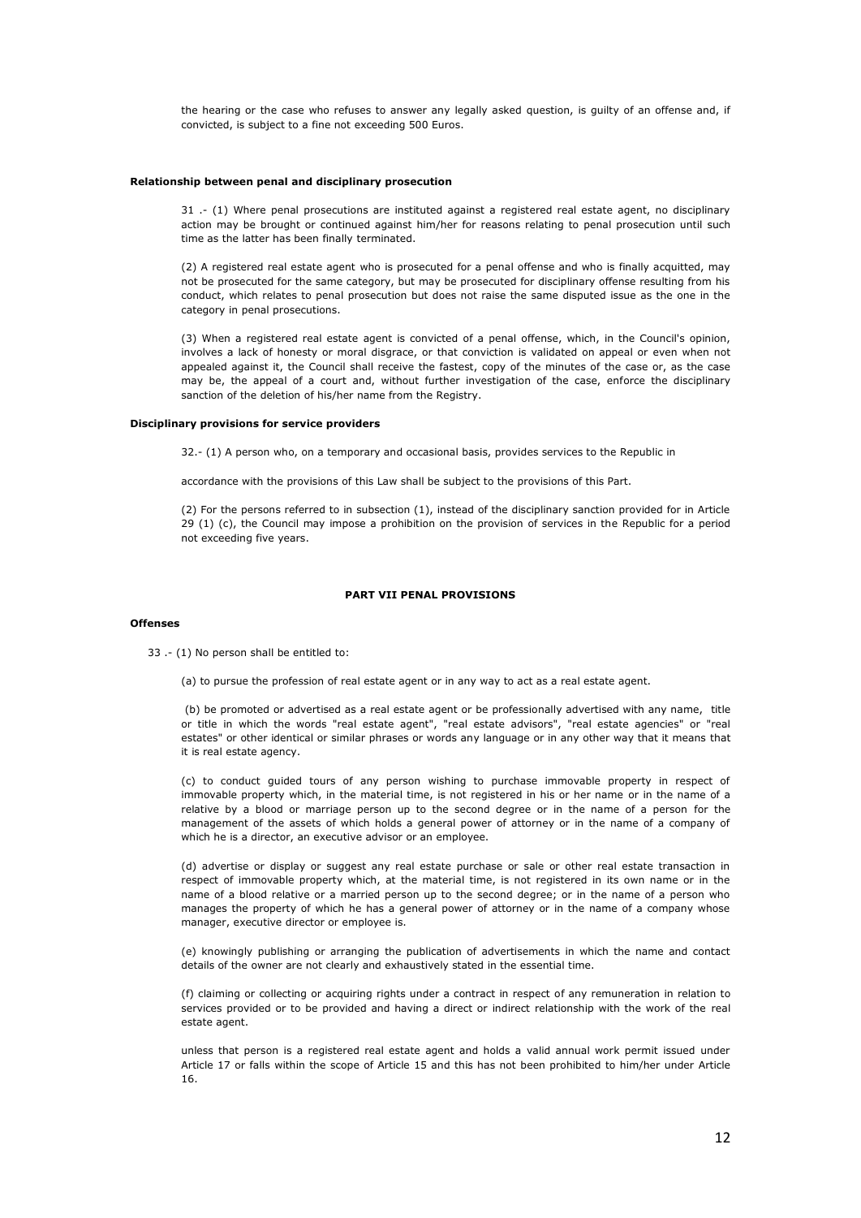the hearing or the case who refuses to answer any legally asked question, is guilty of an offense and, if convicted, is subject to a fine not exceeding 500 Euros.

**Relationship between penal and disciplinary prosecution**

31 .- (1) Where penal prosecutions are instituted against a registered real estate agent, no disciplinary action may be brought or continued against him/her for reasons relating to penal prosecution until such time as the latter has been finally terminated.

(2) A registered real estate agent who is prosecuted for a penal offense and who is finally acquitted, may not be prosecuted for the same category, but may be prosecuted for disciplinary offense resulting from his conduct, which relates to penal prosecution but does not raise the same disputed issue as the one in the category in penal prosecutions.

(3) When a registered real estate agent is convicted of a penal offense, which, in the Council's opinion, involves a lack of honesty or moral disgrace, or that conviction is validated on appeal or even when not appealed against it, the Council shall receive the fastest, copy of the minutes of the case or, as the case may be, the appeal of a court and, without further investigation of the case, enforce the disciplinary sanction of the deletion of his/her name from the Registry.

**Disciplinary provisions for service providers**

32.- (1) A person who, on a temporary and occasional basis, provides services to the Republic in

accordance with the provisions of this Law shall be subject to the provisions of this Part.

(2) For the persons referred to in subsection (1), instead of the disciplinary sanction provided for in Article 29 (1) (c), the Council may impose a prohibition on the provision of services in the Republic for a period not exceeding five years.

**PART VII PENAL PROVISIONS**

**Offenses**

33 .- (1) No person shall be entitled to:

(a) to pursue the profession of real estate agent or in any way to act as a real estate agent.

(b) be promoted or advertised as a real estate agent or be professionally advertised with any name, title or title in which the words "real estate agent", "real estate advisors", "real estate agencies" or "real estates" or other identical or similar phrases or words any language or in any other way that it means that it is real estate agency.

(c) to conduct guided tours of any person wishing to purchase immovable property in respect of immovable property which, in the material time, is not registered in his or her name or in the name of a relative by a blood or marriage person up to the second degree or in the name of a person for the management of the assets of which holds a general power of attorney or in the name of a company of which he is a director, an executive advisor or an employee.

(d) advertise or display or suggest any real estate purchase or sale or other real estate transaction in respect of immovable property which, at the material time, is not registered in its own name or in the name of a blood relative or a married person up to the second degree; or in the name of a person who manages the property of which he has a general power of attorney or in the name of a company whose manager, executive director or employee is.

(e) knowingly publishing or arranging the publication of advertisements in which the name and contact details of the owner are not clearly and exhaustively stated in the essential time.

(f) claiming or collecting or acquiring rights under a contract in respect of any remuneration in relation to services provided or to be provided and having a direct or indirect relationship with the work of the real estate agent.

unless that person is a registered real estate agent and holds a valid annual work permit issued under Article 17 or falls within the scope of Article 15 and this has not been prohibited to him/her under Article 16.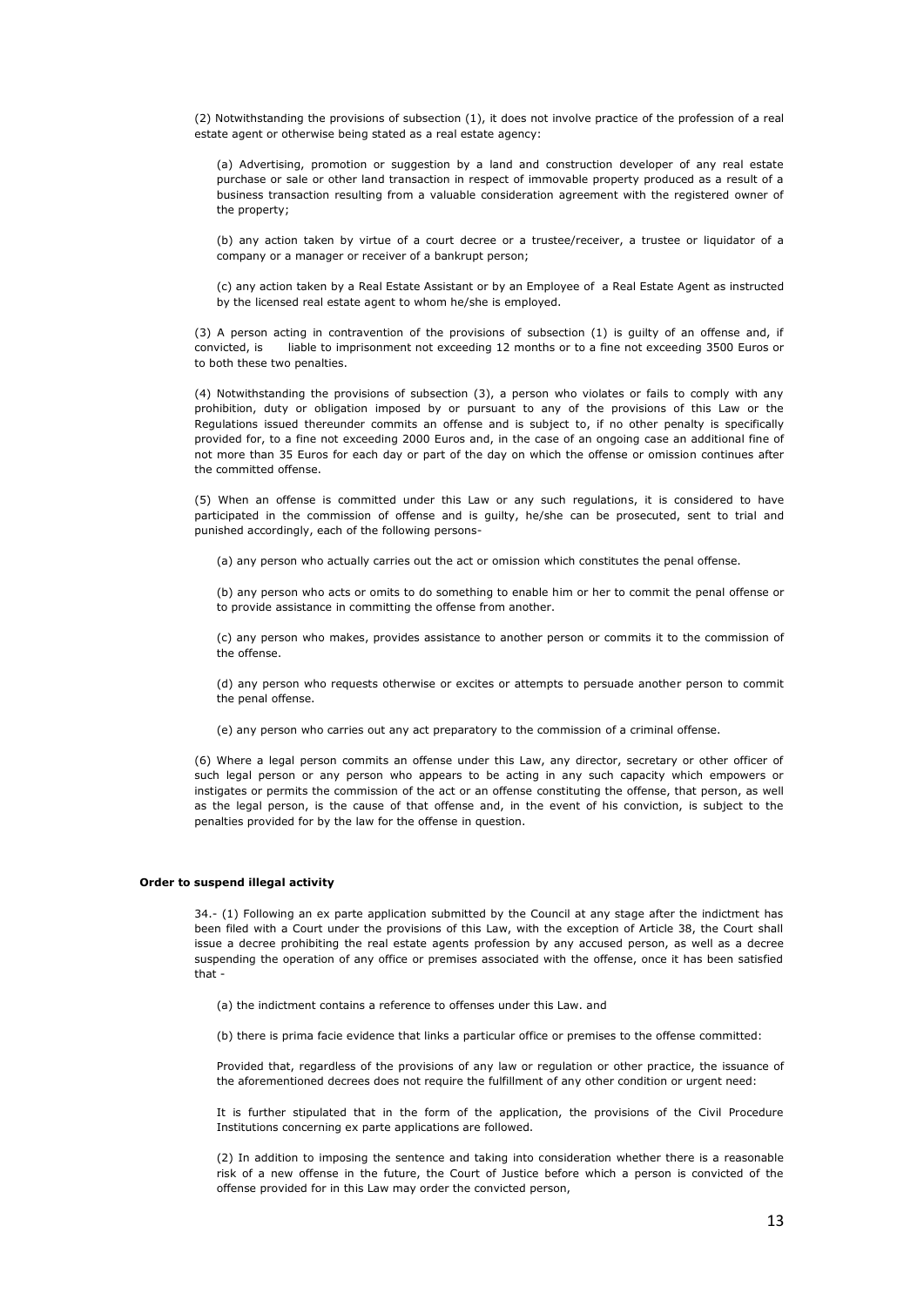(2) Notwithstanding the provisions of subsection (1), it does not involve practice of the profession of a real estate agent or otherwise being stated as a real estate agency:

(a) Advertising, promotion or suggestion by a land and construction developer of any real estate purchase or sale or other land transaction in respect of immovable property produced as a result of a business transaction resulting from a valuable consideration agreement with the registered owner of the property;

(b) any action taken by virtue of a court decree or a trustee/receiver, a trustee or liquidator of a company or a manager or receiver of a bankrupt person;

(c) any action taken by a Real Estate Assistant or by an Employee of a Real Estate Agent as instructed by the licensed real estate agent to whom he/she is employed.

(3) A person acting in contravention of the provisions of subsection (1) is guilty of an offense and, if convicted, is liable to imprisonment not exceeding 12 months or to a fine not exceeding 3500 Euros or to both these two penalties.

(4) Notwithstanding the provisions of subsection (3), a person who violates or fails to comply with any prohibition, duty or obligation imposed by or pursuant to any of the provisions of this Law or the Regulations issued thereunder commits an offense and is subject to, if no other penalty is specifically provided for, to a fine not exceeding 2000 Euros and, in the case of an ongoing case an additional fine of not more than 35 Euros for each day or part of the day on which the offense or omission continues after the committed offense.

(5) When an offense is committed under this Law or any such regulations, it is considered to have participated in the commission of offense and is guilty, if so, he/she can be prosecuted, sent to trial and punished accordingly, each of the following persons-

(a) any person who actually carries out the act or omission which constitutes the penal offense.

(b) any person who acts or omits to do something to enable him or her to commit the penal offense or to provide assistance in committing the offense from another.

(c) any person who makes, provides assistance to another person or commits it to the commission of the offense.

(d) any person who requests otherwise or excites or attempts to persuade another person to commit the penal offense.

(e) any person who carries out any act preparatory to the commission of a criminal offense.

(6) Where a legal person commits an offense under this Law, any director, secretary or other officer of such legal person or any person who appears to be acting in any such capacity which empowers or instigates or permits the commission of the act or an offense constituting the offense, that person, as well as the legal person, is the cause of that offense and, in the event of his conviction, is subject to the penalties provided for by the law for the offense in question.

**Order to suspend illegal activity**

34.- (1) Following an ex parte application submitted by the Council at any stage after the indictment has been filed with a Court under the provisions of this Law, with the exception of Article 38, the Court shall issue a decree prohibiting the real estate agents profession by any accused person, as well as a decree suspending the operation of any office or premises associated with the offense, once it has been satisfied that -

(a) the indictment contains a reference to offenses under this Law. and

(b) there is prima facie evidence that links a particular office or premises to the offense committed:

Provided that, regardless of the provisions of any law or regulation or other practice, the issuance of the aforementioned decrees does not require the fulfillment of any other condition or urgent need:

It is further stipulated that in the form of the application, the provisions of the Civil Procedure Institutions concerning ex parte applications are followed.

(2) In addition to imposing the sentence and taking into consideration whether there is a reasonable risk of a new offense in the future, the Court of Justice before which a person is convicted of the offense provided for in this Law may order the convicted person,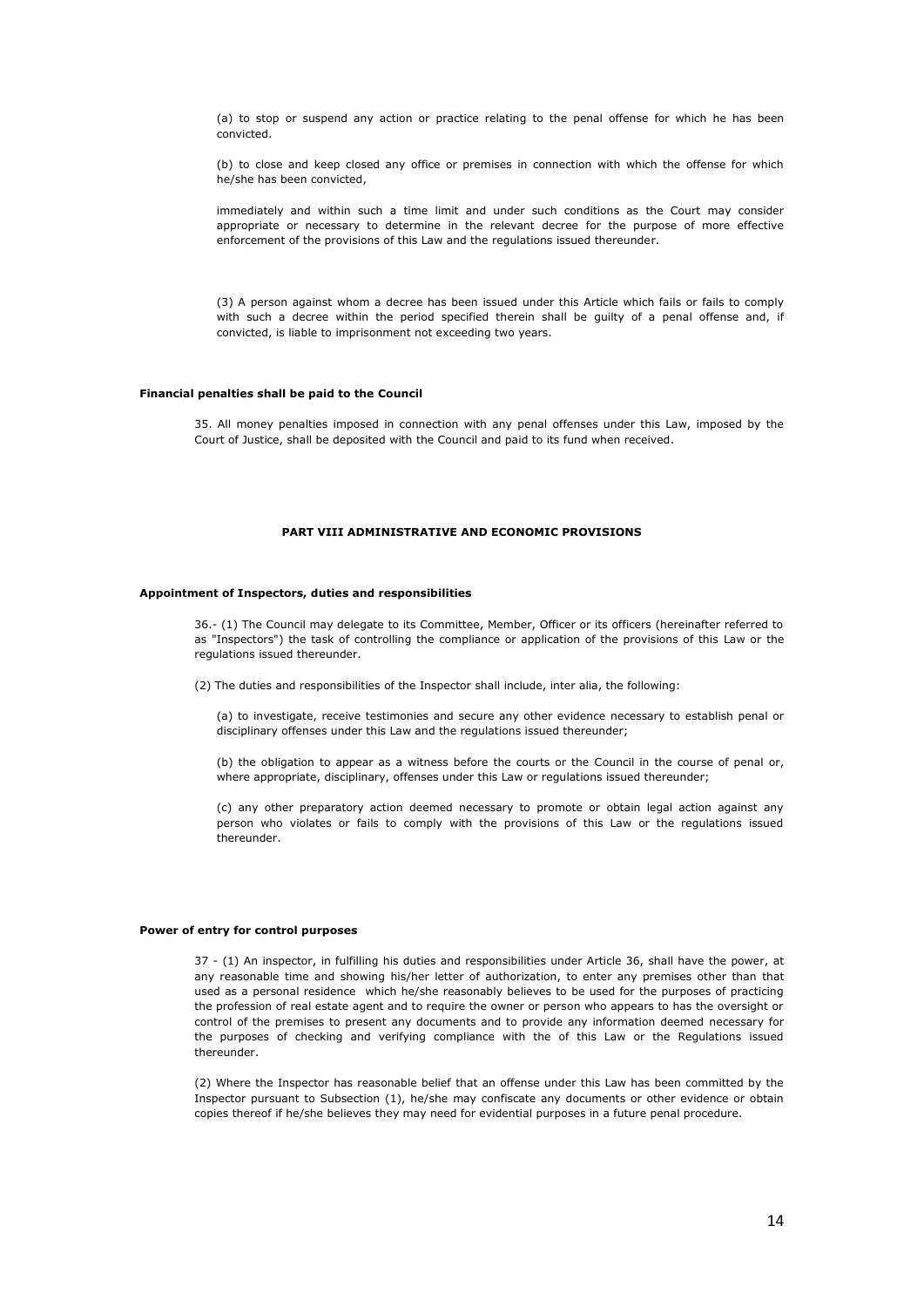(a) to stop or suspend any action or practice relating to the penal offense for which he has been convicted.

(b) to close and keep closed any office or premises in connection with which the offense for which he/she has been convicted,

immediately and within such a time limit and under such conditions as the Court may consider appropriate or necessary to determine in the relevant decree for the purpose of more effective enforcement of the provisions of this Law and the regulations issued thereunder.

(3) A person against whom a decree has been issued under this Article which fails or fails to comply with such a decree within the period specified therein shall be guilty of a penal offense and, if convicted, is liable to imprisonment not exceeding two years.

**Financial penalties shall be paid to the Council**

35. All money penalties imposed in connection with any penal offenses under this Law, imposed by the Court of Justice, shall be deposited with the Council and paid to its fund when received.

## PART VIII ADMINISTRATIVE AND ECONOMIC PROVISIONS

**Appointment of Inspectors, duties and responsibilities**

36.- (1) The Council may delegate to its Committee, Member, Officer or its officers (hereinafter referred to as "Inspectors") the task of controlling the compliance or application of the provisions of this Law or the regulations issued thereunder.

(2) The duties and responsibilities of the Inspector shall include, inter alia, the following:

(a) to investigate, receive testimonies and secure any other evidence necessary to establish penal or disciplinary offenses under this Law and the regulations issued thereunder;

(b) the obligation to appear as a witness before the courts or the Council in the course of penal or, where appropriate, disciplinary, offenses under this Law or regulations issued thereunder;

(c) any other preparatory action deemed necessary to promote or obtain legal action against any person who violates or fails to comply with the provisions of this Law or the regulations issued thereunder.

**Power of entry for control purposes**

37 - (1) An inspector, in fulfilling his duties and responsibilities under Article 36, shall have the power, at any reasonable time and showing his/her letter of authorization, to enter any premises other than that used as a personal residence which he/she reasonably believes to be used for the purposes of practicing the profession of real estate agent and to require the owner or person who appears to has the oversight or control of the premises to present any documents and to provide any information deemed necessary for the purposes of checking and verifying compliance with the of this Law or the Regulations issued thereunder.

(2) Where the Inspector has reasonable belief that an offense under this Law has been committed by the Inspector pursuant to Subsection (1), he/she may confiscate any documents or other evidence or obtain copies thereof if he/she believes they may need for evidential purposes in a future penal procedure.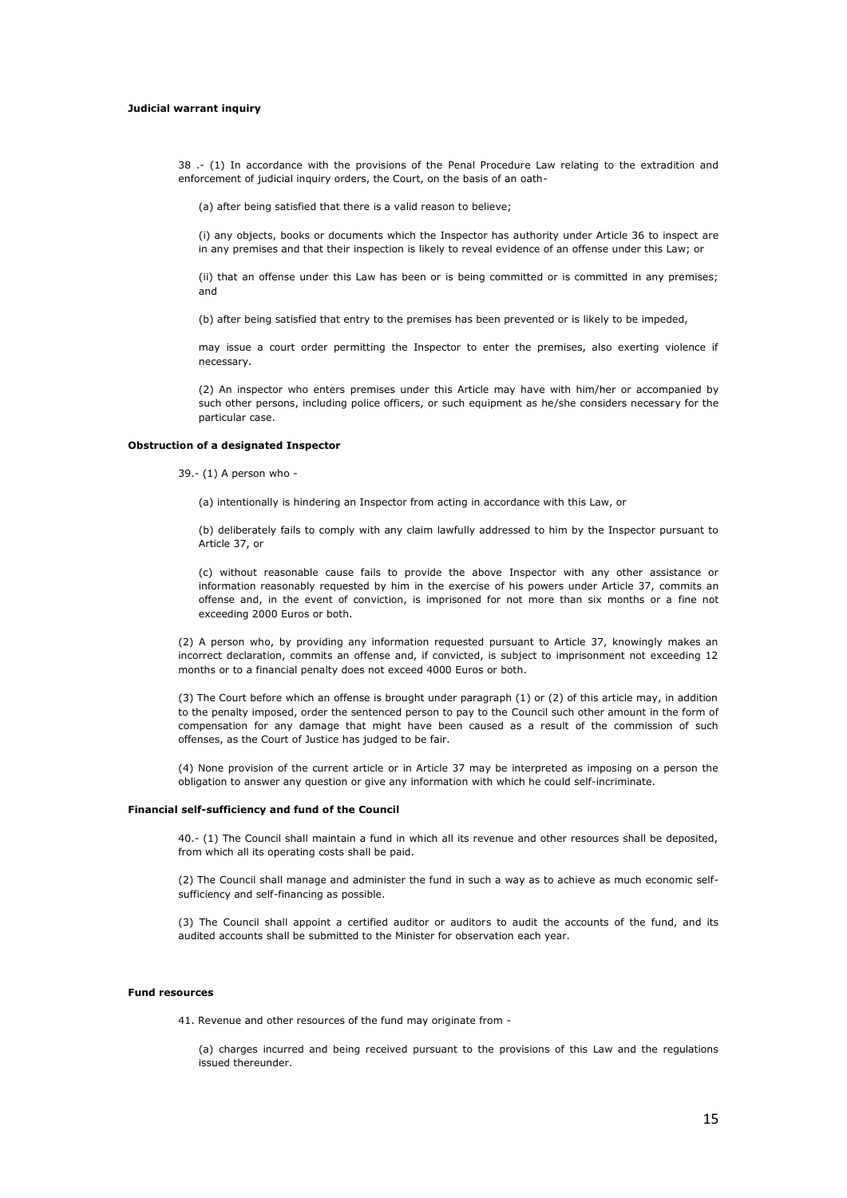**Judicial warrant inquiry**

38 .- (1) In accordance with the provisions of the Penal Procedure Law relating to the extradition and enforcement of judicial inquiry orders, the Court, on the basis of an oath-

(a) after being satisfied that there is a valid reason to believe;

(i) any objects, books or documents which the Inspector has authority under Article 36 to inspect are in any premises and that their inspection is likely to reveal evidence of an offense under this Law; or

(ii) that an offense under this Law has been or is being committed or is committed in any premises; and

(b) after being satisfied that entry to the premises has been prevented or is likely to be impeded,

may issue a court order permitting the Inspector to enter the premises, also exerting violence if necessary.

(2) An inspector who enters premises under this Article may have with him/her or accompanied by such other persons, including police officers, or such equipment as he/she considers necessary for the particular case.

**Obstruction of a designated Inspector**

39.- (1) A person who -

(a) intentionally is hindering an Inspector from acting in accordance with this Law, or

(b) deliberately fails to comply with any claim lawfully addressed to him by the Inspector pursuant to Article 37, or

(c) without reasonable cause fails to provide the above Inspector with any other assistance or information reasonably requested by him in the exercise of his powers under Article 37, commits an offense and, in the event of conviction, is imprisoned for not more than six months or a fine not exceeding 2000 Euros or both.

(2) A person who, by providing any information requested pursuant to Article 37, knowingly makes an incorrect declaration, commits an offense and, if convicted, is subject to imprisonment not exceeding 12 months or to a financial penalty does not exceed 4000 Euros or both.

(3) The Court before which an offense is brought under paragraph (1) or (2) of this article may, in addition to the penalty imposed, order the sentenced person to pay to the Council such other amount in the form of compensation for any damage that might have been caused as a result of the commission of such offenses, as the Court of Justice has judged to be fair.

(4) None provision of the current article or in Article 37 may be interpreted as imposing on a person the obligation to answer any question or give any information with which he could self-incriminate.

**Financial self-sufficiency and fund of the Council**

40.- (1) The Council shall maintain a fund in which all its revenue and other resources shall be deposited, from which all its operating costs shall be paid.

(2) The Council shall manage and administer the fund in such a way as to achieve as much economic self-sufficiency and self-financing as possible.

(3) The Council shall appoint a certified auditor or auditors to audit the accounts of the fund, and its audited accounts shall be submitted to the Minister for observation each year.

**Fund resources**

41. Revenue and other resources of the fund may originate from -

(a) charges incurred and being received pursuant to the provisions of this Law and the regulations issued thereunder.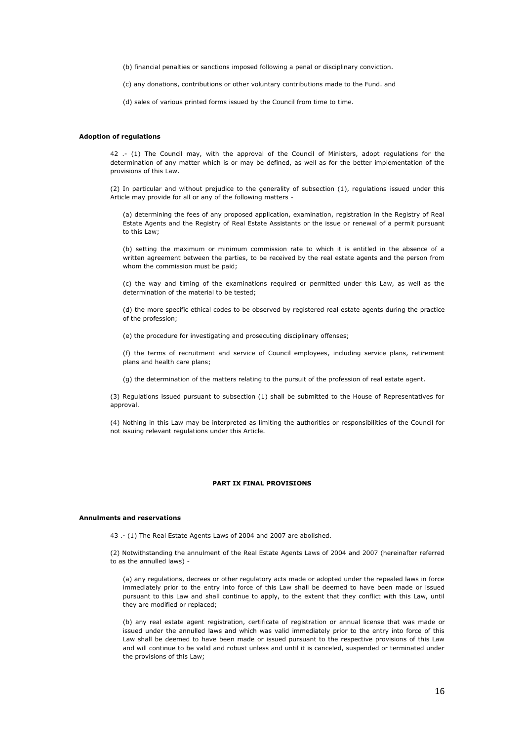(b) financial penalties or sanctions imposed following a penal or disciplinary conviction.

(c) any donations, contributions or other voluntary contributions made to the Fund. and

(d) sales of various printed forms issued by the Council from time to time.

**Adoption of regulations**

42 .- (1) The Council may, with the approval of the Council of Ministers, adopt regulations for the determination of any matter which is or may be defined, as well as for the better implementation of the provisions of this Law.

(2) In particular and without prejudice to the generality of subsection (1), regulations issued under this Article may provide for all or any of the following matters -

(a) determining the fees of any proposed application, examination, registration in the Registry of Real Estate Agents and the Registry of Real Estate Assistants or the issue or renewal of a permit pursuant to this Law;

(b) setting the maximum or minimum commission rate to which it is entitled in the absence of a written agreement between the parties, to be received by the real estate agents and the person from whom the commission must be paid;

(c) the way and timing of the examinations required or permitted under this Law, as well as the determination of the material to be tested;

(d) the more specific ethical codes to be observed by registered real estate agents during the practice of the profession;

(e) the procedure for investigating and prosecuting disciplinary offenses;

(f) the terms of recruitment and service of Council employees, including service plans, retirement plans and health care plans;

(g) the determination of the matters relating to the pursuit of the profession of real estate agent.

(3) Regulations issued pursuant to subsection (1) shall be submitted to the House of Representatives for approval.

(4) Nothing in this Law may be interpreted as limiting the authorities or responsibilities of the Council for not issuing relevant regulations under this Article.

## PART IX FINAL PROVISIONS

**Annulments and reservations**

43 .- (1) The Real Estate Agents Laws of 2004 and 2007 are abolished.

(2) Notwithstanding the annulment of the Real Estate Agents Laws of 2004 and 2007 (hereinafter referred to as the annulled laws) -

(a) any regulations, decrees or other regulatory acts made or adopted under the repealed laws in force immediately prior to the entry into force of this Law shall be deemed to have been made or issued pursuant to this Law and shall continue to apply, to the extent that they conflict with this Law, until they are modified or replaced;

(b) any real estate agent registration, certificate of registration or annual license that was made or issued under the annulled laws and which was valid immediately prior to the entry into force of this Law shall be deemed to have been made or issued pursuant to the respective provisions of this Law and will continue to be valid and robust unless and until it is canceled, suspended or terminated under the provisions of this Law;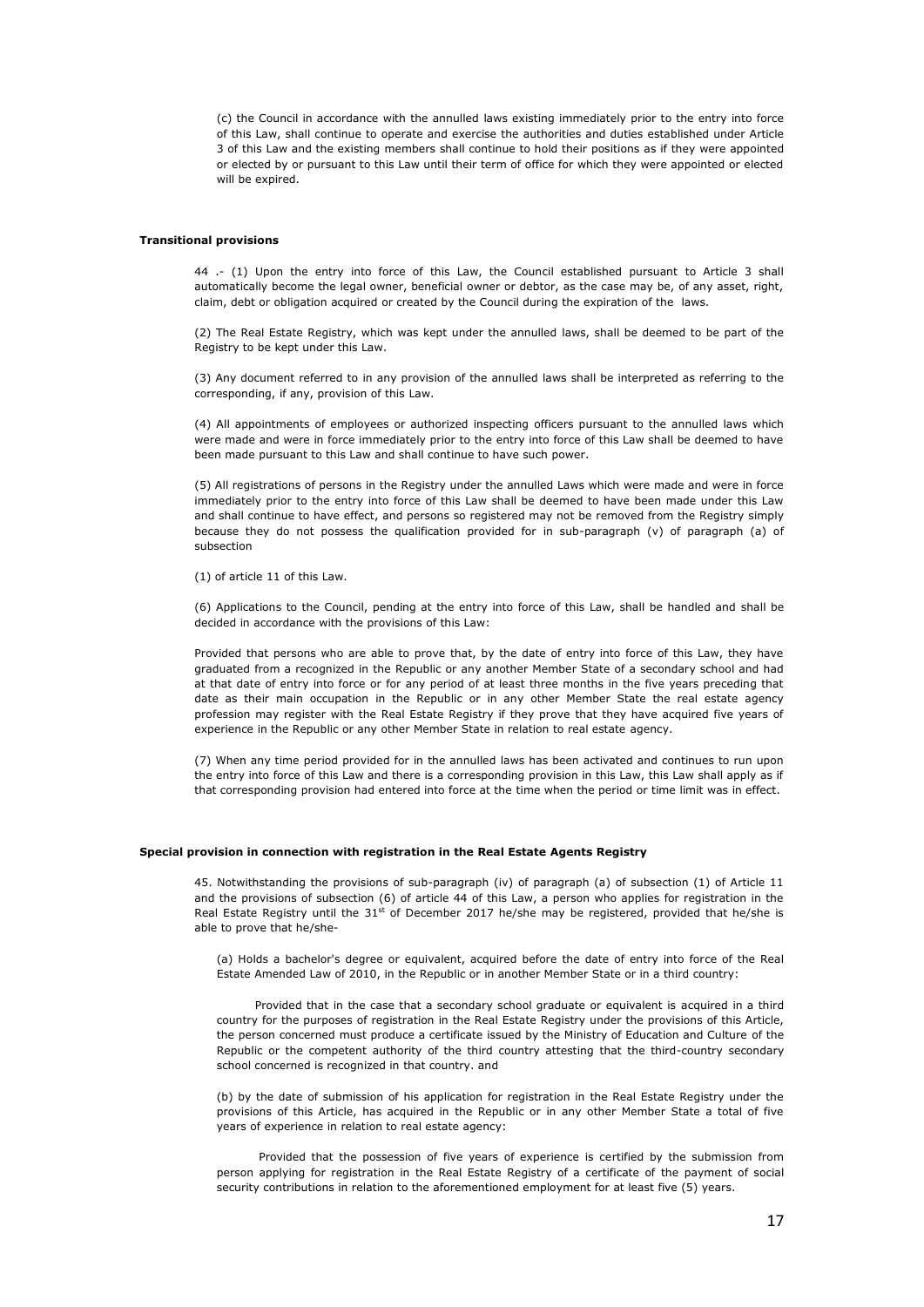(c) the Council in accordance with the annulled laws existing immediately prior to the entry into force of this Law, shall continue to operate and exercise the authorities and duties established under Article 3 of this Law and the existing members shall continue to hold their positions as if they were appointed or elected by or pursuant to this Law until their term of office for which they were appointed or elected will be expired.

**Transitional provisions**

44 .- (1) Upon the entry into force of this Law, the Council established pursuant to Article 3 shall automatically become the legal owner, beneficial owner or debtor, as the case may be, of any asset, right, claim, debt or obligation acquired or created by the Council during the expiration of the laws.

(2) The Real Estate Registry, which was kept under the annulled laws, shall be deemed to be part of the Registry to be kept under this Law.

(3) Any document referred to in any provision of the annulled laws shall be interpreted as referring to the corresponding, if any, provision of this Law.

(4) All appointments of employees or authorized inspecting officers pursuant to the annulled laws which were made and were in force immediately prior to the entry into force of this Law shall be deemed to have been made pursuant to this Law and shall continue to have such power.

(5) All registrations of persons in the Registry under the annulled Laws which were made and were in force immediately prior to the entry into force of this Law shall be deemed to have been made under this Law and shall continue to have effect, and persons so registered may not be removed from the Registry simply because they do not possess the qualification provided for in sub-paragraph (v) of paragraph (a) of subsection

(1) of article 11 of this Law.

(6) Applications to the Council, pending at the entry into force of this Law, shall be handled and shall be decided in accordance with the provisions of this Law:

Provided that persons who are able to prove that, by the date of entry into force of this Law, they have graduated from a recognized in the Republic or any another Member State of a secondary school and had at that date of entry into force or for any period of at least three months in the five years preceding that date as their main occupation in the Republic or in any other Member State the real estate agency profession may register with the Real Estate Registry if they prove that they have acquired five years of experience in the Republic or any other Member State in relation to real estate agency.

(7) When any time period provided for in the annulled laws has been activated and continues to run upon the entry into force of this Law and there is a corresponding provision in this Law, this Law shall apply as if that corresponding provision had entered into force at the time when the period or time limit was in effect.

**Special provision in connection with registration in the Real Estate Agents Registry**

45. Notwithstanding the provisions of sub-paragraph (iv) of paragraph (a) of subsection (1) of Article 11 and the provisions of subsection (6) of article 44 of this Law, a person who applies for registration in the Real Estate Registry until the 31st of December 2017 he/she may be registered, provided that he/she is able to prove that he/she-

(a) Holds a bachelor's degree or equivalent, acquired before the date of entry into force of the Real Estate Amended Law of 2010, in the Republic or in another Member State or in a third country:

Provided that in the case that a secondary school graduate or equivalent is acquired in a third country for the purposes of registration in the Real Estate Registry under the provisions of this Article, the person concerned must produce a certificate issued by the Ministry of Education and Culture of the Republic or the competent authority of the third country attesting that the third-country secondary school concerned is recognized in that country. and

(b) by the date of submission of his application for registration in the Real Estate Registry under the provisions of this Article, has acquired in the Republic or in any other Member State a total of five years of experience in relation to real estate agency:

Provided that the possession of five years of experience is certified by the submission from person applying for registration in the Real Estate Registry of a certificate of the payment of social security contributions in relation to the aforementioned employment for at least five (5) years.